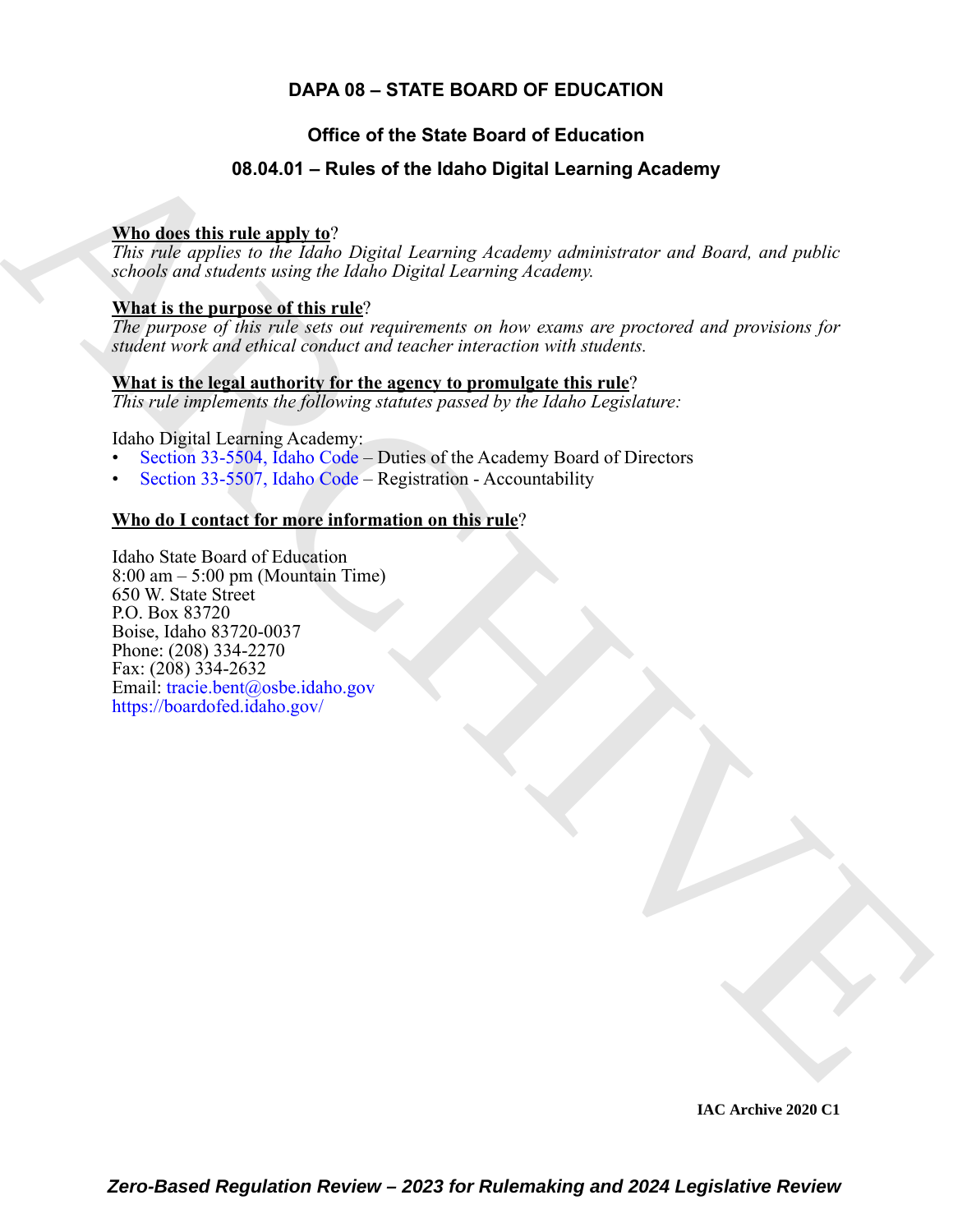# DAPA 08 – STATE BOARD OF EDUCATION

## Office of the State Board of Education

## 08.04.01 – Rules of the Idaho Digital Learning Academy

**Who does this rule apply to**?

*This rule applies to the Idaho Digital Learning Academy administrator and Board, and public schools and students using the Idaho Digital Learning Academy.*

**What is the purpose of this rule**?

*The purpose of this rule sets out requirements on how exams are proctored and provisions for student work and ethical conduct and teacher interaction with students.*

**What is the legal authority for the agency to promulgate this rule**?

*This rule implements the following statutes passed by the Idaho Legislature:*

Idaho Digital Learning Academy:

- Section 33-5504, Idaho Code – Duties of the Academy Board of Directors
- Section 33-5507, Idaho Code – Registration - Accountability

**Who do I contact for more information on this rule**?

Idaho State Board of Education
8:00 am – 5:00 pm (Mountain Time)
650 W. State Street
P.O. Box 83720
Boise, Idaho 83720-0037
Phone: (208) 334-2270
Fax: (208) 334-2632
Email: tracie.bent@osbe.idaho.gov
https://boardofed.idaho.gov/

IAC Archive 2020 C1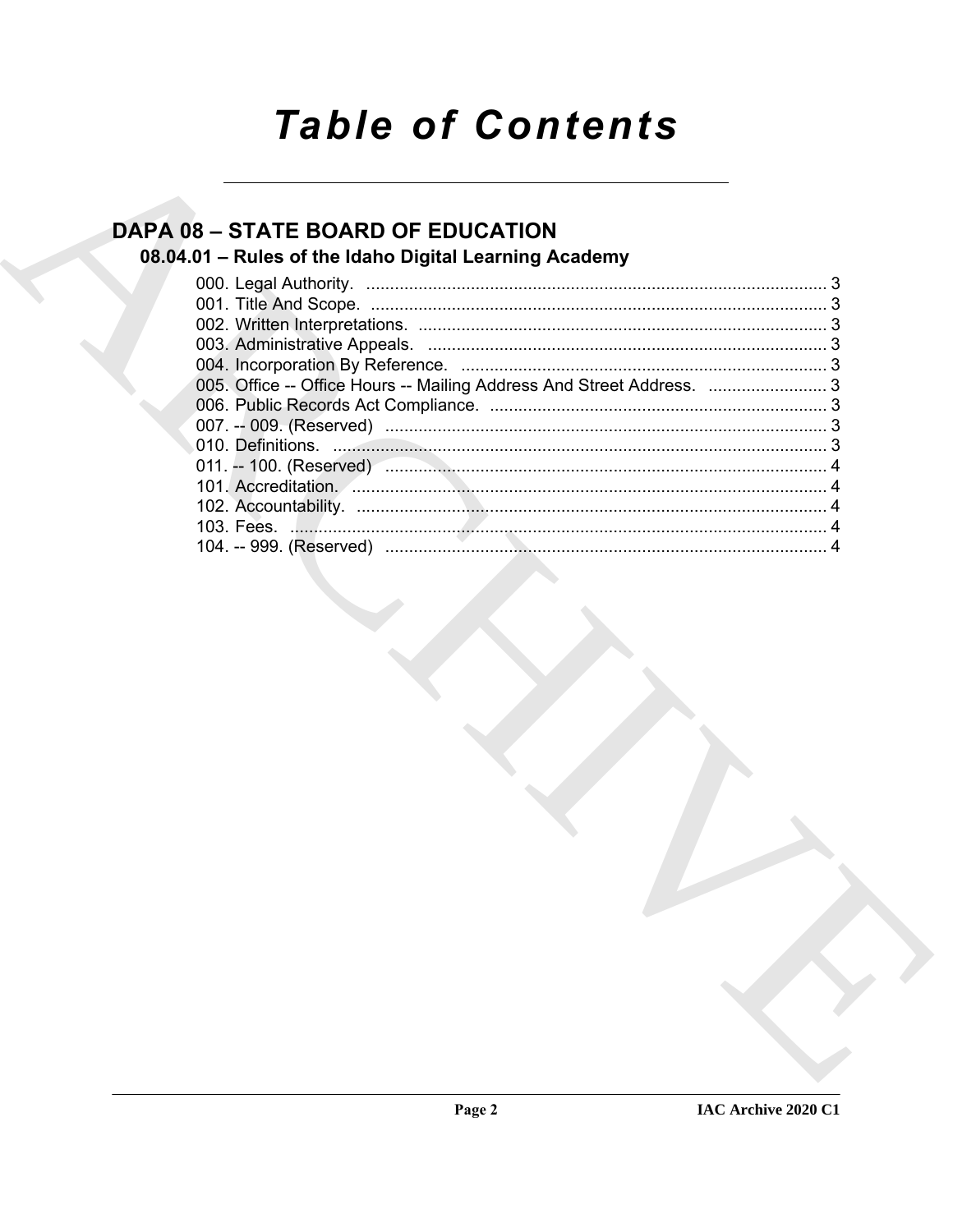# Table of Contents

## DAPA 08 – STATE BOARD OF EDUCATION

### 08.04.01 – Rules of the Idaho Digital Learning Academy

000. Legal Authority. ........................................................................................ 3
001. Title And Scope. ........................................................................................ 3
002. Written Interpretations. .............................................................................. 3
003. Administrative Appeals. ............................................................................. 3
004. Incorporation By Reference. ...................................................................... 3
005. Office -- Office Hours -- Mailing Address And Street Address. ......................... 3
006. Public Records Act Compliance. ................................................................ 3
007. -- 009. (Reserved) ..................................................................................... 3
010. Definitions. ................................................................................................ 3
011. -- 100. (Reserved) ..................................................................................... 4
101. Accreditation. ............................................................................................ 4
102. Accountability. ........................................................................................... 4
103. Fees. ......................................................................................................... 4
104. -- 999. (Reserved) ..................................................................................... 4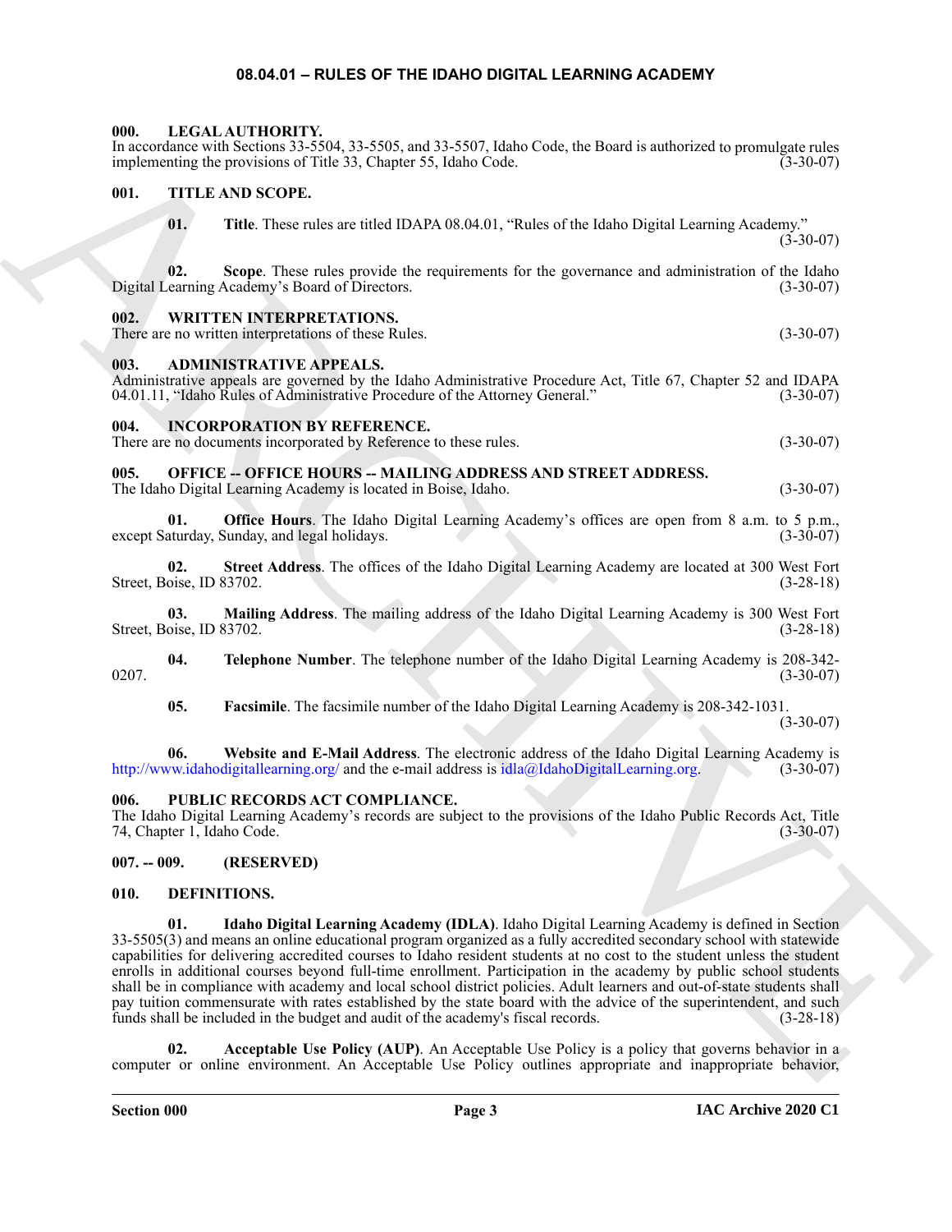# 08.04.01 – RULES OF THE IDAHO DIGITAL LEARNING ACADEMY

### 000. LEGAL AUTHORITY.

In accordance with Sections 33-5504, 33-5505, and 33-5507, Idaho Code, the Board is authorized to promulgate rules implementing the provisions of Title 33, Chapter 55, Idaho Code. (3-30-07)

### 001. TITLE AND SCOPE.

**01. Title**. These rules are titled IDAPA 08.04.01, "Rules of the Idaho Digital Learning Academy." (3-30-07)

**02. Scope**. These rules provide the requirements for the governance and administration of the Idaho Digital Learning Academy's Board of Directors. (3-30-07)

### 002. WRITTEN INTERPRETATIONS.

There are no written interpretations of these Rules. (3-30-07)

### 003. ADMINISTRATIVE APPEALS.

Administrative appeals are governed by the Idaho Administrative Procedure Act, Title 67, Chapter 52 and IDAPA 04.01.11, "Idaho Rules of Administrative Procedure of the Attorney General." (3-30-07)

### 004. INCORPORATION BY REFERENCE.

There are no documents incorporated by Reference to these rules. (3-30-07)

### 005. OFFICE -- OFFICE HOURS -- MAILING ADDRESS AND STREET ADDRESS.

The Idaho Digital Learning Academy is located in Boise, Idaho. (3-30-07)

**01. Office Hours**. The Idaho Digital Learning Academy's offices are open from 8 a.m. to 5 p.m., except Saturday, Sunday, and legal holidays. (3-30-07)

**02. Street Address**. The offices of the Idaho Digital Learning Academy are located at 300 West Fort Street, Boise, ID 83702. (3-28-18)

**03. Mailing Address**. The mailing address of the Idaho Digital Learning Academy is 300 West Fort Street, Boise, ID 83702. (3-28-18)

**04. Telephone Number**. The telephone number of the Idaho Digital Learning Academy is 208-342-0207. (3-30-07)

**05. Facsimile**. The facsimile number of the Idaho Digital Learning Academy is 208-342-1031. (3-30-07)

**06. Website and E-Mail Address**. The electronic address of the Idaho Digital Learning Academy is http://www.idahodigitallearning.org/ and the e-mail address is idla@IdahoDigitalLearning.org. (3-30-07)

### 006. PUBLIC RECORDS ACT COMPLIANCE.

The Idaho Digital Learning Academy's records are subject to the provisions of the Idaho Public Records Act, Title 74, Chapter 1, Idaho Code. (3-30-07)

### 007. -- 009. (RESERVED)

### 010. DEFINITIONS.

**01. Idaho Digital Learning Academy (IDLA)**. Idaho Digital Learning Academy is defined in Section 33-5505(3) and means an online educational program organized as a fully accredited secondary school with statewide capabilities for delivering accredited courses to Idaho resident students at no cost to the student unless the student enrolls in additional courses beyond full-time enrollment. Participation in the academy by public school students shall be in compliance with academy and local school district policies. Adult learners and out-of-state students shall pay tuition commensurate with rates established by the state board with the advice of the superintendent, and such funds shall be included in the budget and audit of the academy's fiscal records. (3-28-18)

**02. Acceptable Use Policy (AUP)**. An Acceptable Use Policy is a policy that governs behavior in a computer or online environment. An Acceptable Use Policy outlines appropriate and inappropriate behavior,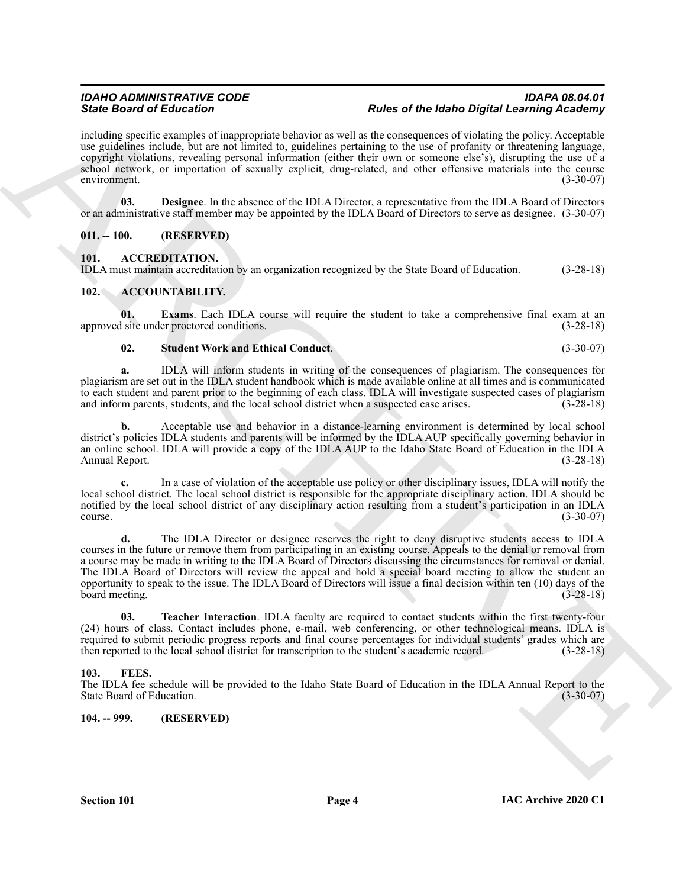including specific examples of inappropriate behavior as well as the consequences of violating the policy. Acceptable use guidelines include, but are not limited to, guidelines pertaining to the use of profanity or threatening language, copyright violations, revealing personal information (either their own or someone else's), disrupting the use of a school network, or importation of sexually explicit, drug-related, and other offensive materials into the course environment. (3-30-07)

**03. Designee**. In the absence of the IDLA Director, a representative from the IDLA Board of Directors or an administrative staff member may be appointed by the IDLA Board of Directors to serve as designee. (3-30-07)

## 011. -- 100. (RESERVED)

## 101. ACCREDITATION.

IDLA must maintain accreditation by an organization recognized by the State Board of Education. (3-28-18)

## 102. ACCOUNTABILITY.

**01. Exams**. Each IDLA course will require the student to take a comprehensive final exam at an approved site under proctored conditions. (3-28-18)

**02. Student Work and Ethical Conduct**. (3-30-07)

**a.** IDLA will inform students in writing of the consequences of plagiarism. The consequences for plagiarism are set out in the IDLA student handbook which is made available online at all times and is communicated to each student and parent prior to the beginning of each class. IDLA will investigate suspected cases of plagiarism and inform parents, students, and the local school district when a suspected case arises. (3-28-18)

**b.** Acceptable use and behavior in a distance-learning environment is determined by local school district's policies IDLA students and parents will be informed by the IDLA AUP specifically governing behavior in an online school. IDLA will provide a copy of the IDLA AUP to the Idaho State Board of Education in the IDLA Annual Report. (3-28-18)

**c.** In a case of violation of the acceptable use policy or other disciplinary issues, IDLA will notify the local school district. The local school district is responsible for the appropriate disciplinary action. IDLA should be notified by the local school district of any disciplinary action resulting from a student's participation in an IDLA course. (3-30-07)

**d.** The IDLA Director or designee reserves the right to deny disruptive students access to IDLA courses in the future or remove them from participating in an existing course. Appeals to the denial or removal from a course may be made in writing to the IDLA Board of Directors discussing the circumstances for removal or denial. The IDLA Board of Directors will review the appeal and hold a special board meeting to allow the student an opportunity to speak to the issue. The IDLA Board of Directors will issue a final decision within ten (10) days of the board meeting. (3-28-18)

**03. Teacher Interaction**. IDLA faculty are required to contact students within the first twenty-four (24) hours of class. Contact includes phone, e-mail, web conferencing, or other technological means. IDLA is required to submit periodic progress reports and final course percentages for individual students' grades which are then reported to the local school district for transcription to the student's academic record. (3-28-18)

## 103. FEES.

The IDLA fee schedule will be provided to the Idaho State Board of Education in the IDLA Annual Report to the State Board of Education. (3-30-07)

## 104. -- 999. (RESERVED)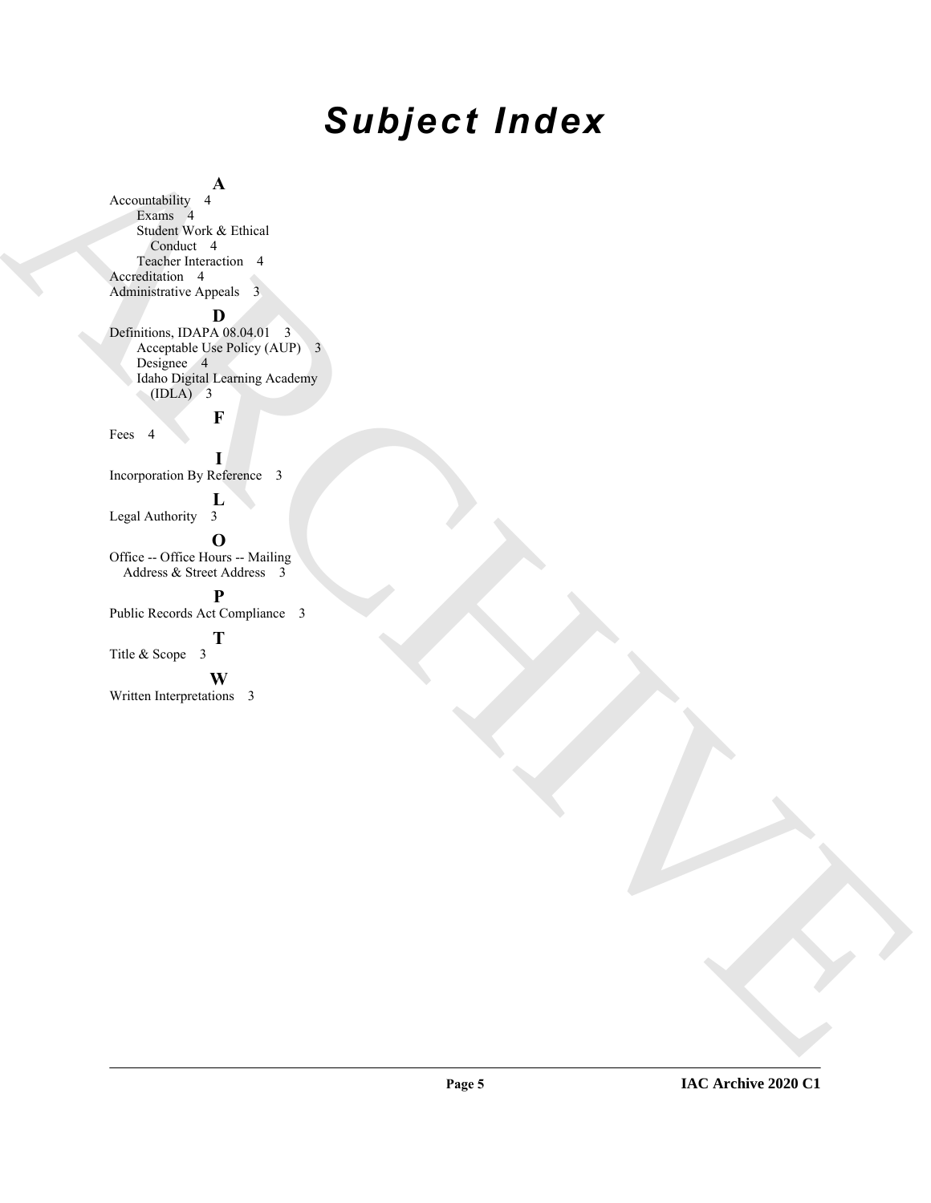# Subject Index

**A**

Accountability 4
- Exams 4
- Student Work & Ethical Conduct 4
- Teacher Interaction 4

Accreditation 4

Administrative Appeals 3

**D**

Definitions, IDAPA 08.04.01 3
- Acceptable Use Policy (AUP) 3
- Designee 4
- Idaho Digital Learning Academy (IDLA) 3

**F**

Fees 4

**I**

Incorporation By Reference 3

**L**

Legal Authority 3

**O**

Office -- Office Hours -- Mailing Address & Street Address 3

**P**

Public Records Act Compliance 3

**T**

Title & Scope 3

**W**

Written Interpretations 3